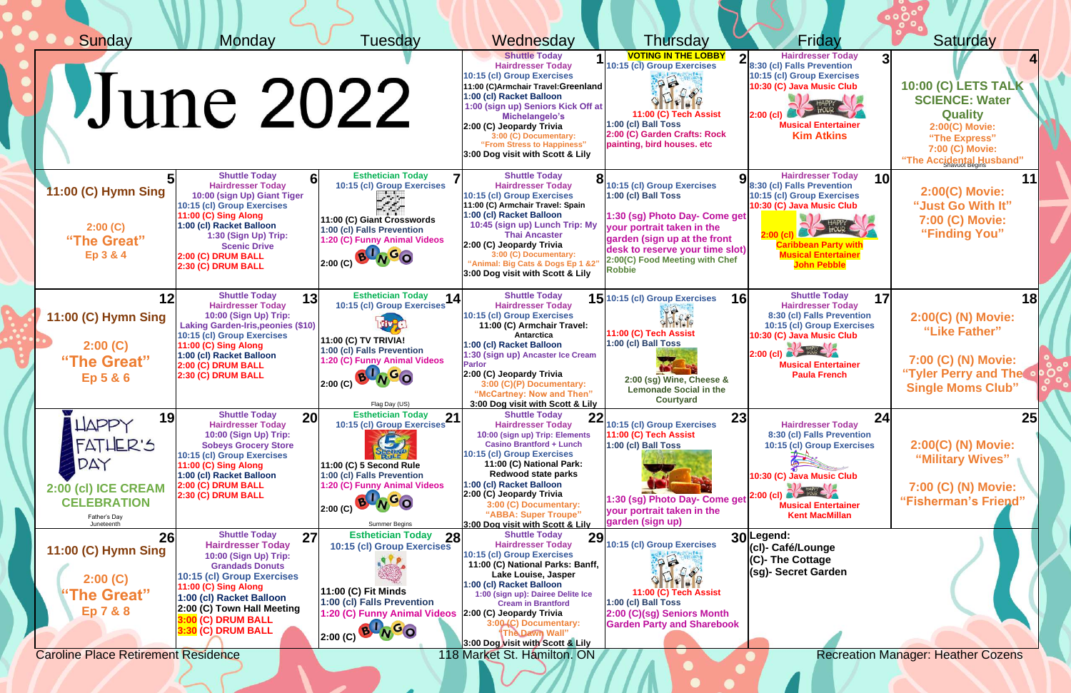# June 2022

| Sunday | Monday | Tuesday | Wednesday | Thursday | Friday | Saturday |
|---|---|---|---|---|---|---|
| | | | **1** Shuttle Today<br>Hairdresser Today<br>10:15 (cl) Group Exercises<br>11:00 (C)Armchair Travel:Greenland<br>1:00 (cl) Racket Balloon<br>1:00 (sign up) Seniors Kick Off at Michelangelo's<br>2:00 (C) Jeopardy Trivia<br>3:00 (C) Documentary: "From Stress to Happiness"<br>3:00 Dog visit with Scott & Lily | **2** VOTING IN THE LOBBY<br>10:15 (cl) Group Exercises<br>11:00 (C) Tech Assist<br>1:00 (cl) Ball Toss<br>2:00 (C) Garden Crafts: Rock painting, bird houses. etc | **3** Hairdresser Today<br>8:30 (cl) Falls Prevention<br>10:15 (cl) Group Exercises<br>10:30 (C) Java Music Club<br>2:00 (cl) Happy Hour<br>Musical Entertainer Kim Atkins | **4** 10:00 (C) LETS TALK SCIENCE: Water Quality<br>2:00(C) Movie: "The Express"<br>7:00 (C) Movie: "The Accidental Husband"<br>Shavuot Begins |
| **5** 11:00 (C) Hymn Sing<br>2:00 (C) "The Great" Ep 3 & 4 | **6** Shuttle Today<br>Hairdresser Today<br>10:00 (sign Up) Giant Tiger<br>10:15 (cl) Group Exercises<br>11:00 (C) Sing Along<br>1:00 (cl) Racket Balloon<br>1:30 (Sign Up) Trip: Scenic Drive<br>2:00 (C) DRUM BALL<br>2:30 (C) DRUM BALL | **7** Esthetician Today<br>10:15 (cl) Group Exercises<br>11:00 (C) Giant Crosswords<br>1:00 (cl) Falls Prevention<br>1:20 (C) Funny Animal Videos<br>2:00 (C) BINGO | **8** Shuttle Today<br>Hairdresser Today<br>10:15 (cl) Group Exercises<br>11:00 (C) Armchair Travel: Spain<br>1:00 (cl) Racket Balloon<br>10:45 (sign up) Lunch Trip: My Thai Ancaster<br>2:00 (C) Jeopardy Trivia<br>3:00 (C) Documentary: "Animal: Big Cats & Dogs Ep 1 &2"<br>3:00 Dog visit with Scott & Lily | **9** 10:15 (cl) Group Exercises<br>1:00 (cl) Ball Toss<br>1:30 (sg) Photo Day- Come get your portrait taken in the garden (sign up at the front desk to reserve your time slot)<br>2:00(C) Food Meeting with Chef Robbie | **10** Hairdresser Today<br>8:30 (cl) Falls Prevention<br>10:15 (cl) Group Exercises<br>10:30 (C) Java Music Club<br>2:00 (cl) Happy Hour<br>Caribbean Party with Musical Entertainer John Pebble | **11** 2:00(C) Movie: "Just Go With It"<br>7:00 (C) Movie: "Finding You" |
| **12** 11:00 (C) Hymn Sing<br>2:00 (C) "The Great" Ep 5 & 6 | **13** Shuttle Today<br>Hairdresser Today<br>10:00 (Sign Up) Trip: Laking Garden-Iris,peonies ($10)<br>10:15 (cl) Group Exercises<br>11:00 (C) Sing Along<br>1:00 (cl) Racket Balloon<br>2:00 (C) DRUM BALL<br>2:30 (C) DRUM BALL | **14** Esthetician Today<br>10:15 (cl) Group Exercises<br>11:00 (C) TV TRIVIA!<br>1:00 (cl) Falls Prevention<br>1:20 (C) Funny Animal Videos<br>2:00 (C) BINGO<br>Flag Day (US) | **15** Shuttle Today<br>Hairdresser Today<br>10:15 (cl) Group Exercises<br>11:00 (C) Armchair Travel: Antarctica<br>1:00 (cl) Racket Balloon<br>1:30 (sign up) Ancaster Ice Cream Parlor<br>2:00 (C) Jeopardy Trivia<br>3:00 (C)(P) Documentary: "McCartney: Now and Then"<br>3:00 Dog visit with Scott & Lily | **16** 10:15 (cl) Group Exercises<br>11:00 (C) Tech Assist<br>1:00 (cl) Ball Toss<br>2:00 (sg) Wine, Cheese & Lemonade Social in the Courtyard | **17** Shuttle Today<br>Hairdresser Today<br>8:30 (cl) Falls Prevention<br>10:15 (cl) Group Exercises<br>10:30 (C) Java Music Club<br>2:00 (cl) Happy Hour<br>Musical Entertainer Paula French | **18** 2:00(C) (N) Movie: "Like Father"<br>7:00 (C) (N) Movie: "Tyler Perry and The Single Moms Club" |
| **19** HAPPY FATHER'S DAY<br>2:00 (cl) ICE CREAM CELEBRATION<br>Father's Day<br>Juneteenth | **20** Shuttle Today<br>Hairdresser Today<br>10:00 (Sign Up) Trip: Sobeys Grocery Store<br>10:15 (cl) Group Exercises<br>11:00 (C) Sing Along<br>1:00 (cl) Racket Balloon<br>2:00 (C) DRUM BALL<br>2:30 (C) DRUM BALL | **21** Esthetician Today<br>10:15 (cl) Group Exercises<br>11:00 (C) 5 Second Rule<br>1:00 (cl) Falls Prevention<br>1:20 (C) Funny Animal Videos<br>2:00 (C) BINGO<br>Summer Begins | **22** Shuttle Today<br>Hairdresser Today<br>10:00 (sign up) Trip: Elements Casino Brantford + Lunch<br>10:15 (cl) Group Exercises<br>11:00 (C) National Park: Redwood state parks<br>1:00 (cl) Racket Balloon<br>2:00 (C) Jeopardy Trivia<br>3:00 (C) Documentary: "ABBA: Super Troupe"<br>3:00 Dog visit with Scott & Lily | **23** 10:15 (cl) Group Exercises<br>11:00 (C) Tech Assist<br>1:00 (cl) Ball Toss<br>1:30 (sg) Photo Day- Come get your portrait taken in the garden (sign up) | **24** Hairdresser Today<br>8:30 (cl) Falls Prevention<br>10:15 (cl) Group Exercises<br>10:30 (C) Java Music Club<br>2:00 (cl) Happy Hour<br>Musical Entertainer Kent MacMillan | **25** 2:00(C) (N) Movie: "Military Wives"<br>7:00 (C) (N) Movie: "Fisherman's Friend" |
| **26** 11:00 (C) Hymn Sing<br>2:00 (C) "The Great" Ep 7 & 8 | **27** Shuttle Today<br>Hairdresser Today<br>10:00 (Sign Up) Trip: Grandads Donuts<br>10:15 (cl) Group Exercises<br>11:00 (C) Sing Along<br>1:00 (cl) Racket Balloon<br>2:00 (C) Town Hall Meeting<br>3:00 (C) DRUM BALL<br>3:30 (C) DRUM BALL | **28** Esthetician Today<br>10:15 (cl) Group Exercises<br>11:00 (C) Fit Minds<br>1:00 (cl) Falls Prevention<br>1:20 (C) Funny Animal Videos<br>2:00 (C) BINGO | **29** Shuttle Today<br>Hairdresser Today<br>10:15 (cl) Group Exercises<br>11:00 (C) National Parks: Banff, Lake Louise, Jasper<br>1:00 (cl) Racket Balloon<br>1:00 (sign up): Dairee Delite Ice Cream in Brantford<br>2:00 (C) Jeopardy Trivia<br>3:00 (C) Documentary: "The Dawn Wall"<br>3:00 Dog visit with Scott & Lily | **30** 10:15 (cl) Group Exercises<br>11:00 (C) Tech Assist<br>1:00 (cl) Ball Toss<br>2:00 (C)(sg) Seniors Month Garden Party and Sharebook | Legend:<br>(cl)- Café/Lounge<br>(C)- The Cottage<br>(sg)- Secret Garden | |

Caroline Place Retirement Residence — 118 Market St. Hamilton. ON — Recreation Manager: Heather Cozens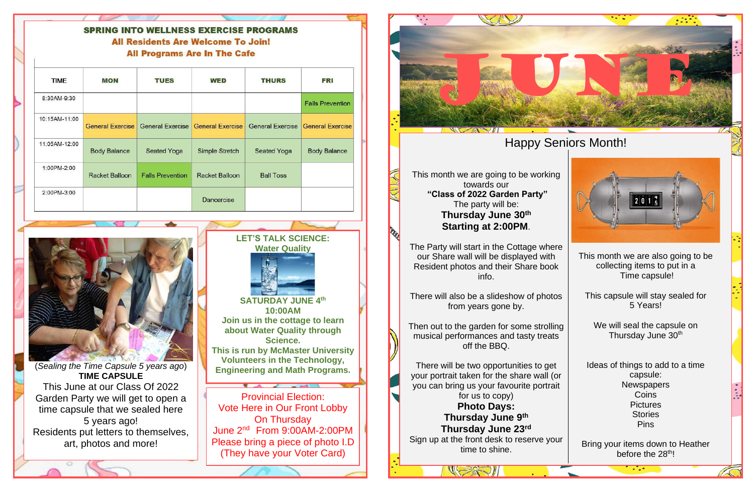## SPRING INTO WELLNESS EXERCISE PROGRAMS

**All Residents Are Welcome To Join!**

**All Programs Are In The Cafe**

| TIME | MON | TUES | WED | THURS | FRI |
|---|---|---|---|---|---|
| 8:30AM-9:30 | | | | | Falls Prevention |
| 10:15AM-11:00 | General Exercise | General Exercise | General Exercise | General Exercise | General Exercise |
| 11:05AM-12:00 | Body Balance | Seated Yoga | Simple Stretch | Seated Yoga | Body Balance |
| 1:00PM-2:00 | Racket Balloon | Falls Prevention | Racket Balloon | Ball Toss | |
| 2:00PM-3:00 | | | Dancercise | | |

(*Sealing the Time Capsule 5 years ago*)

**TIME CAPSULE**

This June at our Class Of 2022 Garden Party we will get to open a time capsule that we sealed here 5 years ago!
Residents put letters to themselves, art, photos and more!

**LET'S TALK SCIENCE: Water Quality**

**SATURDAY JUNE 4th**
**10:00AM**
**Join us in the cottage to learn about Water Quality through Science.**
**This is run by McMaster University Volunteers in the Technology, Engineering and Math Programs.**

Provincial Election:
Vote Here in Our Front Lobby
On Thursday
June 2nd From 9:00AM-2:00PM
Please bring a piece of photo I.D
(They have your Voter Card)

# JUNE

## Happy Seniors Month!

This month we are going to be working towards our
**"Class of 2022 Garden Party"**
The party will be:
**Thursday June 30th**
**Starting at 2:00PM**.

The Party will start in the Cottage where our Share wall will be displayed with Resident photos and their Share book info.

There will also be a slideshow of photos from years gone by.

Then out to the garden for some strolling musical performances and tasty treats off the BBQ.

There will be two opportunities to get your portrait taken for the share wall (or you can bring us your favourite portrait for us to copy)
**Photo Days:**
**Thursday June 9th**
**Thursday June 23rd**
Sign up at the front desk to reserve your time to shine.

This month we are also going to be collecting items to put in a Time capsule!

This capsule will stay sealed for 5 Years!

We will seal the capsule on Thursday June 30th

Ideas of things to add to a time capsule:
Newspapers
Coins
Pictures
Stories
Pins

Bring your items down to Heather before the 28th!